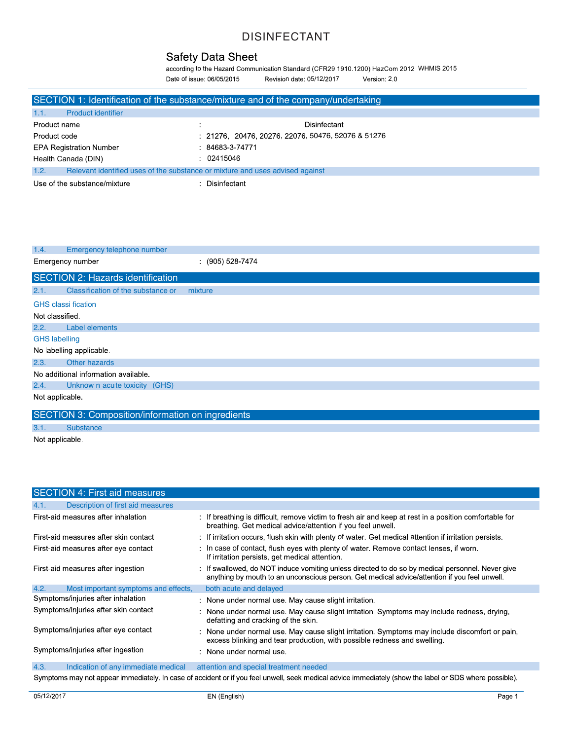# DISINFECTANT

## Safety Data Sheet

according to the Hazard Communication Standard (CFR29 1910.1200) HazCom 2012 WHMIS 2015

Date of issue: 06/05/2015 Revision date: 05/12/2017 Version: 2.0

## SECTION 1: Identification of the substance/mixture and of the company/undertaking

### 1.1. Product identifier

| | |
|---|---|
| Product name | : Disinfectant |
| Product code | : 21276, 20476, 20276, 22076, 50476, 52076 & 51276 |
| EPA Registration Number | : 84683-3-74771 |
| Health Canada (DIN) | : 02415046 |

### 1.2. Relevant identified uses of the substance or mixture and uses advised against

| | |
|---|---|
| Use of the substance/mixture | : Disinfectant |

### 1.4. Emergency telephone number

| | |
|---|---|
| Emergency number | : (905) 528-7474 |

## SECTION 2: Hazards identification

### 2.1. Classification of the substance or mixture

**GHS classi fication**

Not classified.

### 2.2. Label elements

**GHS labelling**

No labelling applicable.

### 2.3. Other hazards

No additional information available.

### 2.4. Unknow n acute toxicity (GHS)

Not applicable.

## SECTION 3: Composition/information on ingredients

### 3.1. Substance

Not applicable.

## SECTION 4: First aid measures

### 4.1. Description of first aid measures

| | |
|---|---|
| First-aid measures after inhalation | : If breathing is difficult, remove victim to fresh air and keep at rest in a position comfortable for breathing. Get medical advice/attention if you feel unwell. |
| First-aid measures after skin contact | : If irritation occurs, flush skin with plenty of water. Get medical attention if irritation persists. |
| First-aid measures after eye contact | : In case of contact, flush eyes with plenty of water. Remove contact lenses, if worn. If irritation persists, get medical attention. |
| First-aid measures after ingestion | : If swallowed, do NOT induce vomiting unless directed to do so by medical personnel. Never give anything by mouth to an unconscious person. Get medical advice/attention if you feel unwell. |

### 4.2. Most important symptoms and effects, both acute and delayed

| | |
|---|---|
| Symptoms/injuries after inhalation | : None under normal use. May cause slight irritation. |
| Symptoms/injuries after skin contact | : None under normal use. May cause slight irritation. Symptoms may include redness, drying, defatting and cracking of the skin. |
| Symptoms/injuries after eye contact | : None under normal use. May cause slight irritation. Symptoms may include discomfort or pain, excess blinking and tear production, with possible redness and swelling. |
| Symptoms/injuries after ingestion | : None under normal use. |

### 4.3. Indication of any immediate medical attention and special treatment needed

Symptoms may not appear immediately. In case of accident or if you feel unwell, seek medical advice immediately (show the label or SDS where possible).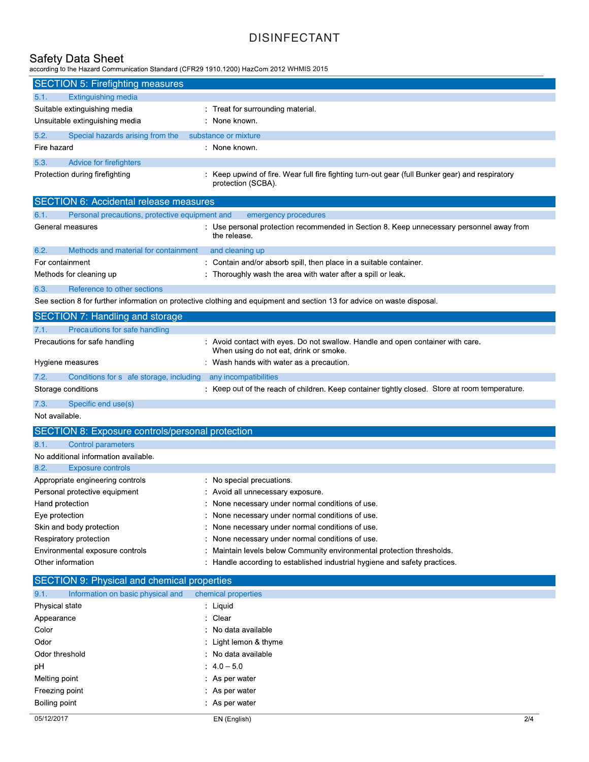## SECTION 5: Firefighting measures

### 5.1. Extinguishing media

| | |
|---|---|
| Suitable extinguishing media | : Treat for surrounding material. |
| Unsuitable extinguishing media | : None known. |

### 5.2. Special hazards arising from the substance or mixture

| | |
|---|---|
| Fire hazard | : None known. |

### 5.3. Advice for firefighters

| | |
|---|---|
| Protection during firefighting | : Keep upwind of fire. Wear full fire fighting turn-out gear (full Bunker gear) and respiratory protection (SCBA). |

## SECTION 6: Accidental release measures

### 6.1. Personal precautions, protective equipment and emergency procedures

| | |
|---|---|
| General measures | : Use personal protection recommended in Section 8. Keep unnecessary personnel away from the release. |

### 6.2. Methods and material for containment and cleaning up

| | |
|---|---|
| For containment | : Contain and/or absorb spill, then place in a suitable container. |
| Methods for cleaning up | : Thoroughly wash the area with water after a spill or leak. |

### 6.3. Reference to other sections

See section 8 for further information on protective clothing and equipment and section 13 for advice on waste disposal.

## SECTION 7: Handling and storage

### 7.1. Precautions for safe handling

| | |
|---|---|
| Precautions for safe handling | : Avoid contact with eyes. Do not swallow. Handle and open container with care. When using do not eat, drink or smoke. |
| Hygiene measures | : Wash hands with water as a precaution. |

### 7.2. Conditions for safe storage, including any incompatibilities

| | |
|---|---|
| Storage conditions | : Keep out of the reach of children. Keep container tightly closed. Store at room temperature. |

### 7.3. Specific end use(s)

Not available.

## SECTION 8: Exposure controls/personal protection

### 8.1. Control parameters

No additional information available.

### 8.2. Exposure controls

| | |
|---|---|
| Appropriate engineering controls | : No special precautions. |
| Personal protective equipment | : Avoid all unnecessary exposure. |
| Hand protection | : None necessary under normal conditions of use. |
| Eye protection | : None necessary under normal conditions of use. |
| Skin and body protection | : None necessary under normal conditions of use. |
| Respiratory protection | : None necessary under normal conditions of use. |
| Environmental exposure controls | : Maintain levels below Community environmental protection thresholds. |
| Other information | : Handle according to established industrial hygiene and safety practices. |

## SECTION 9: Physical and chemical properties

### 9.1. Information on basic physical and chemical properties

| | |
|---|---|
| Physical state | : Liquid |
| Appearance | : Clear |
| Color | : No data available |
| Odor | : Light lemon & thyme |
| Odor threshold | : No data available |
| pH | : 4.0 – 5.0 |
| Melting point | : As per water |
| Freezing point | : As per water |
| Boiling point | : As per water |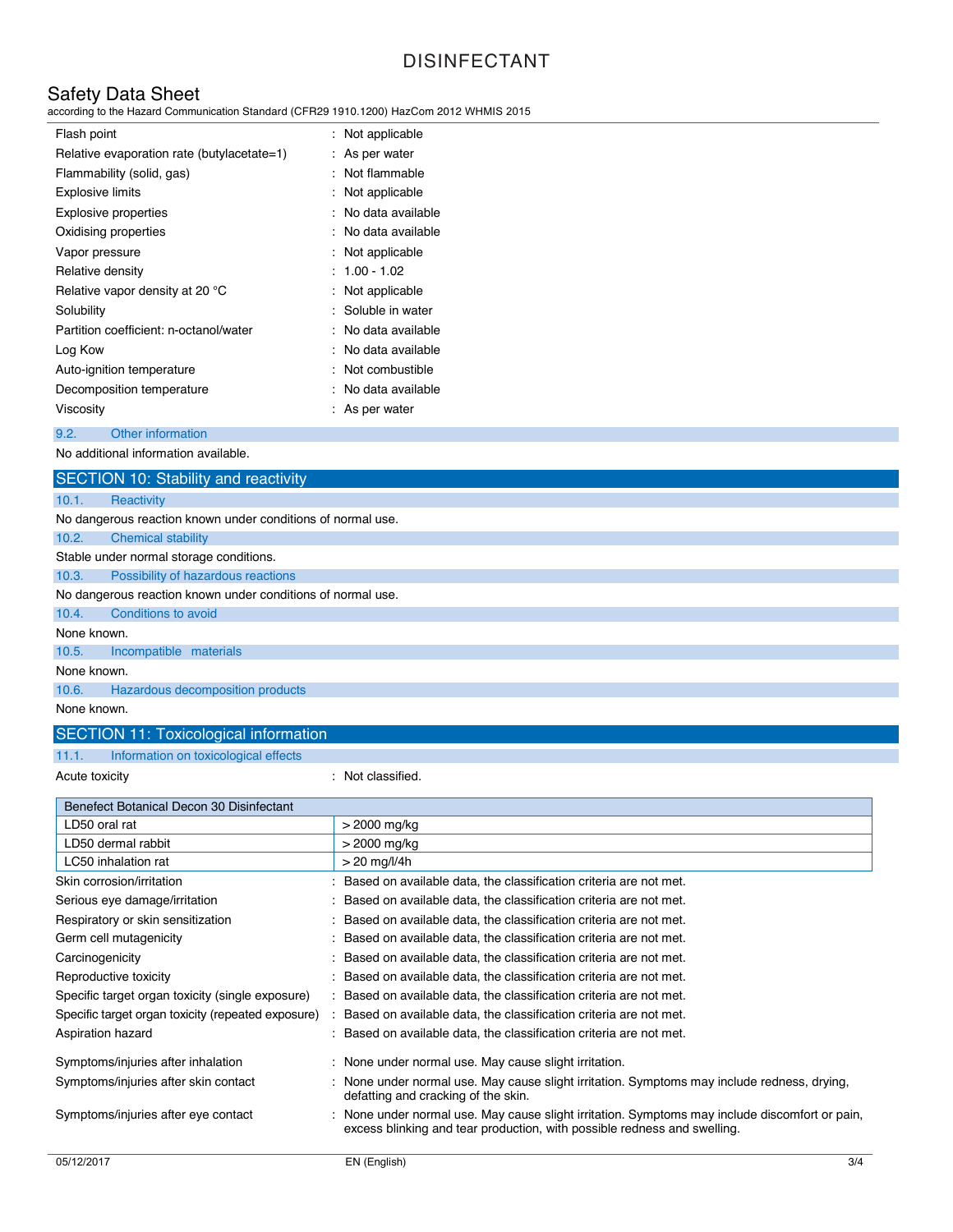| | |
|---|---|
| Flash point | : Not applicable |
| Relative evaporation rate (butylacetate=1) | : As per water |
| Flammability (solid, gas) | : Not flammable |
| Explosive limits | : Not applicable |
| Explosive properties | : No data available |
| Oxidising properties | : No data available |
| Vapor pressure | : Not applicable |
| Relative density | : 1.00 - 1.02 |
| Relative vapor density at 20 °C | : Not applicable |
| Solubility | : Soluble in water |
| Partition coefficient: n-octanol/water | : No data available |
| Log Kow | : No data available |
| Auto-ignition temperature | : Not combustible |
| Decomposition temperature | : No data available |
| Viscosity | : As per water |

### 9.2. Other information

No additional information available.

## SECTION 10: Stability and reactivity

### 10.1. Reactivity

No dangerous reaction known under conditions of normal use.

### 10.2. Chemical stability

Stable under normal storage conditions.

### 10.3. Possibility of hazardous reactions

No dangerous reaction known under conditions of normal use.

### 10.4. Conditions to avoid

None known.

### 10.5. Incompatible materials

None known.

### 10.6. Hazardous decomposition products

None known.

## SECTION 11: Toxicological information

### 11.1. Information on toxicological effects

Acute toxicity : Not classified.

| Benefect Botanical Decon 30 Disinfectant | |
|---|---|
| LD50 oral rat | > 2000 mg/kg |
| LD50 dermal rabbit | > 2000 mg/kg |
| LC50 inhalation rat | > 20 mg/l/4h |

| | |
|---|---|
| Skin corrosion/irritation | : Based on available data, the classification criteria are not met. |
| Serious eye damage/irritation | : Based on available data, the classification criteria are not met. |
| Respiratory or skin sensitization | : Based on available data, the classification criteria are not met. |
| Germ cell mutagenicity | : Based on available data, the classification criteria are not met. |
| Carcinogenicity | : Based on available data, the classification criteria are not met. |
| Reproductive toxicity | : Based on available data, the classification criteria are not met. |
| Specific target organ toxicity (single exposure) | : Based on available data, the classification criteria are not met. |
| Specific target organ toxicity (repeated exposure) | : Based on available data, the classification criteria are not met. |
| Aspiration hazard | : Based on available data, the classification criteria are not met. |
| Symptoms/injuries after inhalation | : None under normal use. May cause slight irritation. |
| Symptoms/injuries after skin contact | : None under normal use. May cause slight irritation. Symptoms may include redness, drying, defatting and cracking of the skin. |
| Symptoms/injuries after eye contact | : None under normal use. May cause slight irritation. Symptoms may include discomfort or pain, excess blinking and tear production, with possible redness and swelling. |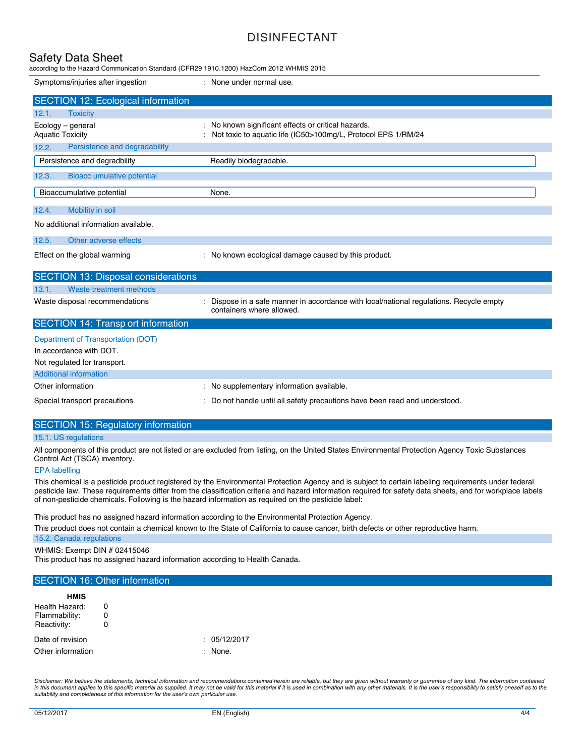Symptoms/injuries after ingestion : None under normal use.

## SECTION 12: Ecological information

### 12.1. Toxicity

Ecology – general : No known significant effects or critical hazards.
Aquatic Toxicity : Not toxic to aquatic life (IC50>100mg/L, Protocol EPS 1/RM/24

### 12.2. Persistence and degradability

| | |
|---|---|
| Persistence and degradbility | Readily biodegradable. |

### 12.3. Bioacc umulative potential

| | |
|---|---|
| Bioaccumulative potential | None. |

### 12.4. Mobility in soil

No additional information available.

### 12.5. Other adverse effects

Effect on the global warming : No known ecological damage caused by this product.

## SECTION 13: Disposal considerations

### 13.1. Waste treatment methods

Waste disposal recommendations : Dispose in a safe manner in accordance with local/national regulations. Recycle empty containers where allowed.

## SECTION 14: Transp ort information

### Department of Transportation (DOT)

In accordance with DOT.

Not regulated for transport.

### Additional information

Other information : No supplementary information available.

Special transport precautions : Do not handle until all safety precautions have been read and understood.

## SECTION 15: Regulatory information

### 15.1. US regulations

All components of this product are not listed or are excluded from listing, on the United States Environmental Protection Agency Toxic Substances Control Act (TSCA) inventory.

#### EPA labelling

This chemical is a pesticide product registered by the Environmental Protection Agency and is subject to certain labeling requirements under federal pesticide law. These requirements differ from the classification criteria and hazard information required for safety data sheets, and for workplace labels of non-pesticide chemicals. Following is the hazard information as required on the pesticide label:

This product has no assigned hazard information according to the Environmental Protection Agency.

This product does not contain a chemical known to the State of California to cause cancer, birth defects or other reproductive harm.

### 15.2. Canada regulations

WHMIS: Exempt DIN # 02415046
This product has no assigned hazard information according to Health Canada.

## SECTION 16: Other information

**HMIS**

Health Hazard: 0
Flammability: 0
Reactivity: 0

Date of revision : 05/12/2017

Other information : None.

*Disclaimer: We believe the statements, technical information and recommendations contained herein are reliable, but they are given without warranty or guarantee of any kind. The information contained in this document applies to this specific material as supplied. It may not be valid for this material if it is used in combination with any other materials. It is the user's responsibility to satisfy oneself as to the suitability and completeness of this information for the user's own particular use.*